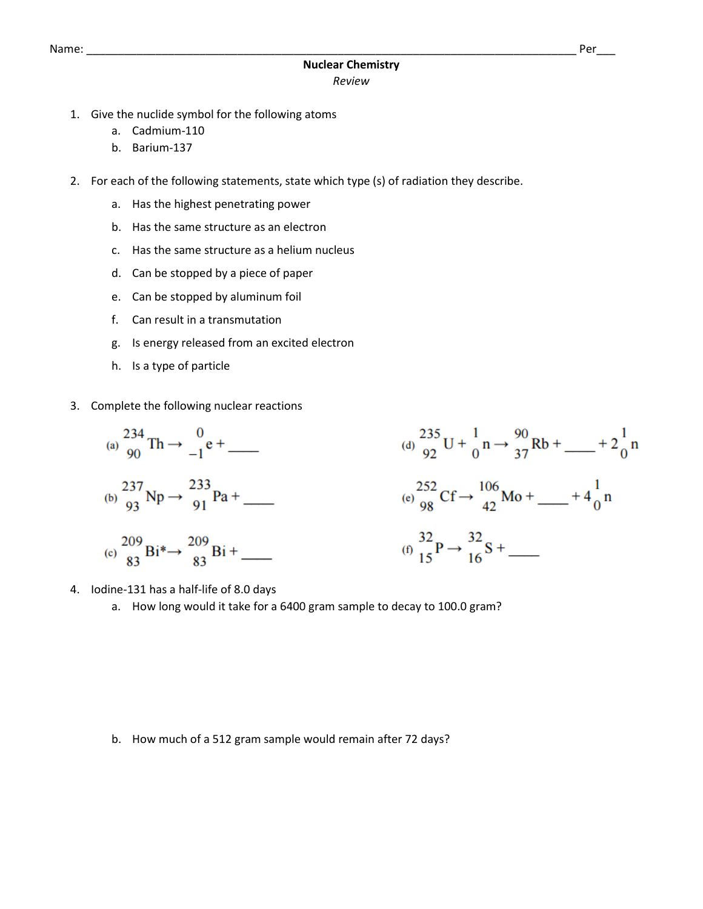Name: \_\_\_\_\_\_\_\_\_\_\_\_\_\_\_\_\_\_\_\_\_\_\_\_\_\_\_\_\_\_\_\_\_\_\_\_\_\_\_\_\_\_\_\_\_\_\_\_\_\_\_\_\_\_\_\_\_\_\_\_\_\_\_\_\_\_\_\_\_\_\_\_\_\_\_ Per\_\_\_

# Nuclear Chemistry

*Review*

1. Give the nuclide symbol for the following atoms
   a. Cadmium-110
   b. Barium-137

2. For each of the following statements, state which type (s) of radiation they describe.
   a. Has the highest penetrating power
   b. Has the same structure as an electron
   c. Has the same structure as a helium nucleus
   d. Can be stopped by a piece of paper
   e. Can be stopped by aluminum foil
   f. Can result in a transmutation
   g. Is energy released from an excited electron
   h. Is a type of particle

3. Complete the following nuclear reactions

(a) $^{234}_{90}\text{Th} \rightarrow \, ^{0}_{-1}\text{e} + \_\_\_\_$

(b) $^{237}_{93}\text{Np} \rightarrow \, ^{233}_{91}\text{Pa} + \_\_\_\_$

(c) $^{209}_{83}\text{Bi}^* \rightarrow \, ^{209}_{83}\text{Bi} + \_\_\_\_$

(d) $^{235}_{92}\text{U} + \, ^{1}_{0}\text{n} \rightarrow \, ^{90}_{37}\text{Rb} + \_\_\_\_ + 2\,^{1}_{0}\text{n}$

(e) $^{252}_{98}\text{Cf} \rightarrow \, ^{106}_{42}\text{Mo} + \_\_\_\_ + 4\,^{1}_{0}\text{n}$

(f) $^{32}_{15}\text{P} \rightarrow \, ^{32}_{16}\text{S} + \_\_\_\_$

4. Iodine-131 has a half-life of 8.0 days
   a. How long would it take for a 6400 gram sample to decay to 100.0 gram?

   b. How much of a 512 gram sample would remain after 72 days?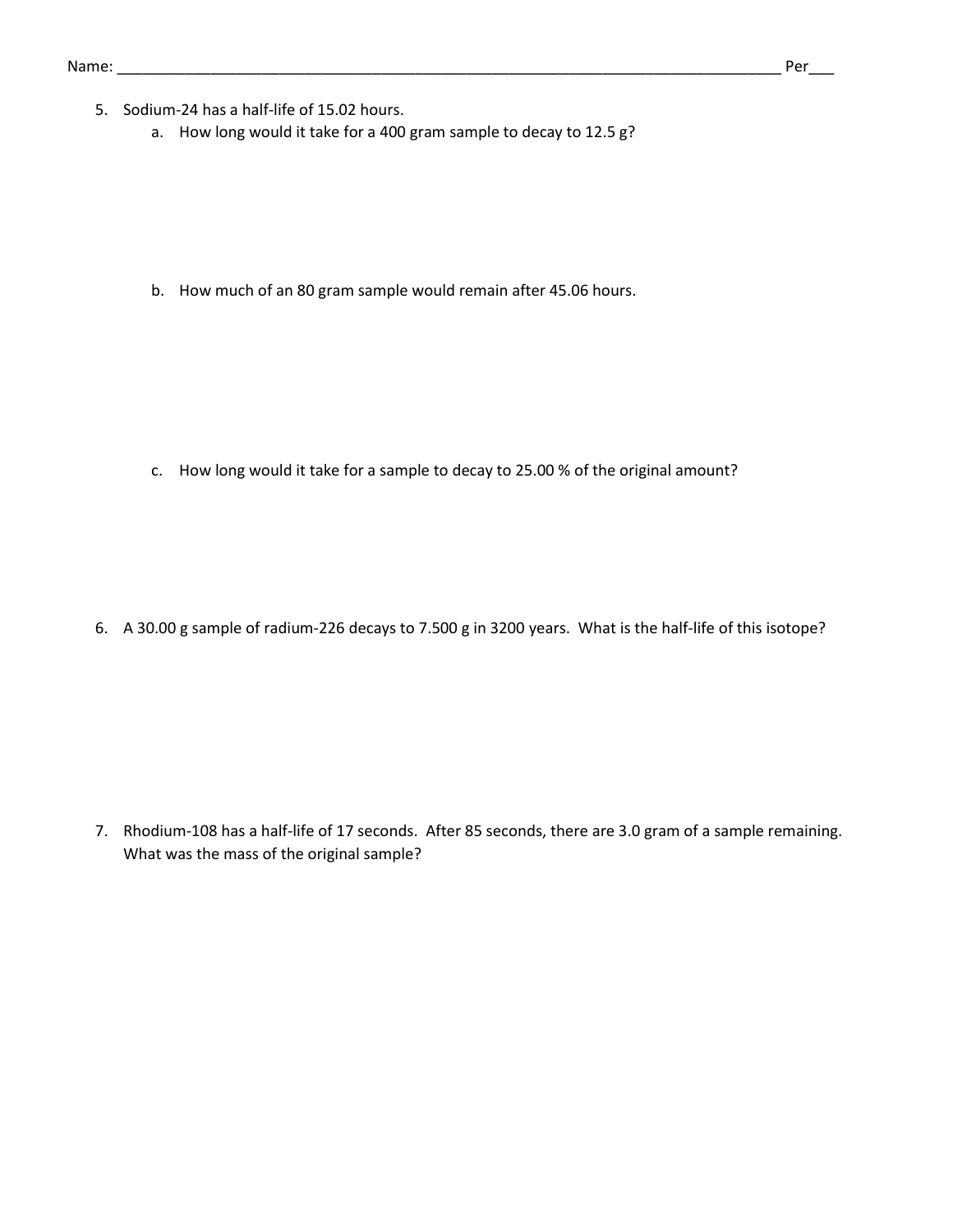Name: ___________________________________________________________________________________ Per___

5. Sodium-24 has a half-life of 15.02 hours.
   a. How long would it take for a 400 gram sample to decay to 12.5 g?

   b. How much of an 80 gram sample would remain after 45.06 hours.

   c. How long would it take for a sample to decay to 25.00 % of the original amount?

6. A 30.00 g sample of radium-226 decays to 7.500 g in 3200 years. What is the half-life of this isotope?

7. Rhodium-108 has a half-life of 17 seconds. After 85 seconds, there are 3.0 gram of a sample remaining. What was the mass of the original sample?